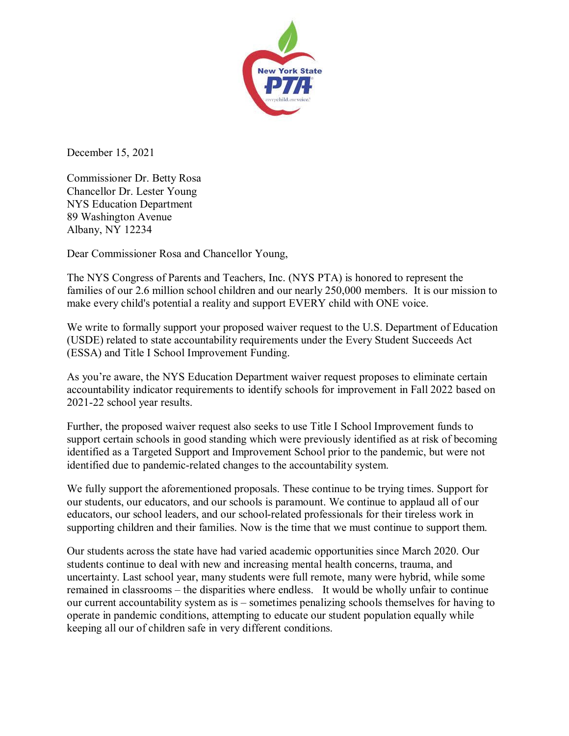December 15, 2021

Commissioner Dr. Betty Rosa
Chancellor Dr. Lester Young
NYS Education Department
89 Washington Avenue
Albany, NY 12234

Dear Commissioner Rosa and Chancellor Young,

The NYS Congress of Parents and Teachers, Inc. (NYS PTA) is honored to represent the families of our 2.6 million school children and our nearly 250,000 members. It is our mission to make every child's potential a reality and support EVERY child with ONE voice.

We write to formally support your proposed waiver request to the U.S. Department of Education (USDE) related to state accountability requirements under the Every Student Succeeds Act (ESSA) and Title I School Improvement Funding.

As you're aware, the NYS Education Department waiver request proposes to eliminate certain accountability indicator requirements to identify schools for improvement in Fall 2022 based on 2021-22 school year results.

Further, the proposed waiver request also seeks to use Title I School Improvement funds to support certain schools in good standing which were previously identified as at risk of becoming identified as a Targeted Support and Improvement School prior to the pandemic, but were not identified due to pandemic-related changes to the accountability system.

We fully support the aforementioned proposals. These continue to be trying times. Support for our students, our educators, and our schools is paramount. We continue to applaud all of our educators, our school leaders, and our school-related professionals for their tireless work in supporting children and their families. Now is the time that we must continue to support them.

Our students across the state have had varied academic opportunities since March 2020. Our students continue to deal with new and increasing mental health concerns, trauma, and uncertainty. Last school year, many students were full remote, many were hybrid, while some remained in classrooms – the disparities where endless. It would be wholly unfair to continue our current accountability system as is – sometimes penalizing schools themselves for having to operate in pandemic conditions, attempting to educate our student population equally while keeping all our of children safe in very different conditions.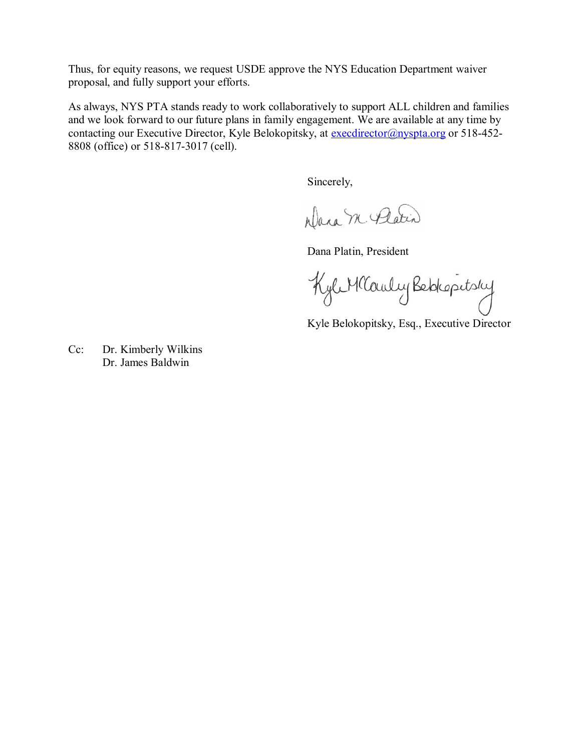Thus, for equity reasons, we request USDE approve the NYS Education Department waiver proposal, and fully support your efforts.

As always, NYS PTA stands ready to work collaboratively to support ALL children and families and we look forward to our future plans in family engagement. We are available at any time by contacting our Executive Director, Kyle Belokopitsky, at execdirector@nyspta.org or 518-452-8808 (office) or 518-817-3017 (cell).

Sincerely,

Dana Platin, President

Kyle Belokopitsky, Esq., Executive Director

Cc: Dr. Kimberly Wilkins
Dr. James Baldwin